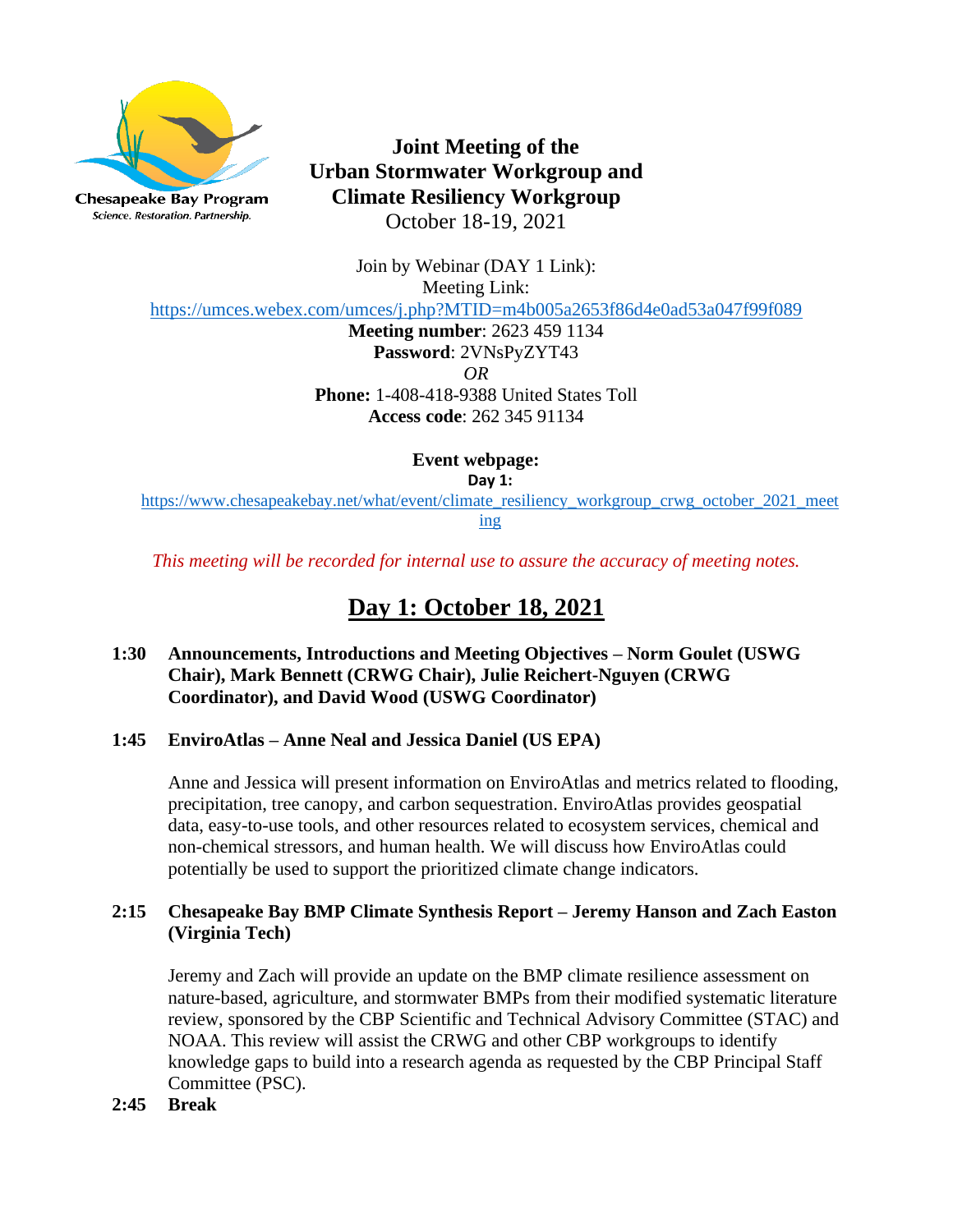Chesapeake Bay Program
*Science. Restoration. Partnership.*

# Joint Meeting of the Urban Stormwater Workgroup and Climate Resiliency Workgroup

October 18-19, 2021

Join by Webinar (DAY 1 Link):
Meeting Link:
https://umces.webex.com/umces/j.php?MTID=m4b005a2653f86d4e0ad53a047f99f089
**Meeting number**: 2623 459 1134
**Password**: 2VNsPyZYT43
*OR*
**Phone:** 1-408-418-9388 United States Toll
**Access code**: 262 345 91134

**Event webpage:**
**Day 1:**
https://www.chesapeakebay.net/what/event/climate_resiliency_workgroup_crwg_october_2021_meeting

*This meeting will be recorded for internal use to assure the accuracy of meeting notes.*

## Day 1: October 18, 2021

**1:30 Announcements, Introductions and Meeting Objectives – Norm Goulet (USWG Chair), Mark Bennett (CRWG Chair), Julie Reichert-Nguyen (CRWG Coordinator), and David Wood (USWG Coordinator)**

**1:45 EnviroAtlas – Anne Neal and Jessica Daniel (US EPA)**

Anne and Jessica will present information on EnviroAtlas and metrics related to flooding, precipitation, tree canopy, and carbon sequestration. EnviroAtlas provides geospatial data, easy-to-use tools, and other resources related to ecosystem services, chemical and non-chemical stressors, and human health. We will discuss how EnviroAtlas could potentially be used to support the prioritized climate change indicators.

**2:15 Chesapeake Bay BMP Climate Synthesis Report – Jeremy Hanson and Zach Easton (Virginia Tech)**

Jeremy and Zach will provide an update on the BMP climate resilience assessment on nature-based, agriculture, and stormwater BMPs from their modified systematic literature review, sponsored by the CBP Scientific and Technical Advisory Committee (STAC) and NOAA. This review will assist the CRWG and other CBP workgroups to identify knowledge gaps to build into a research agenda as requested by the CBP Principal Staff Committee (PSC).

**2:45 Break**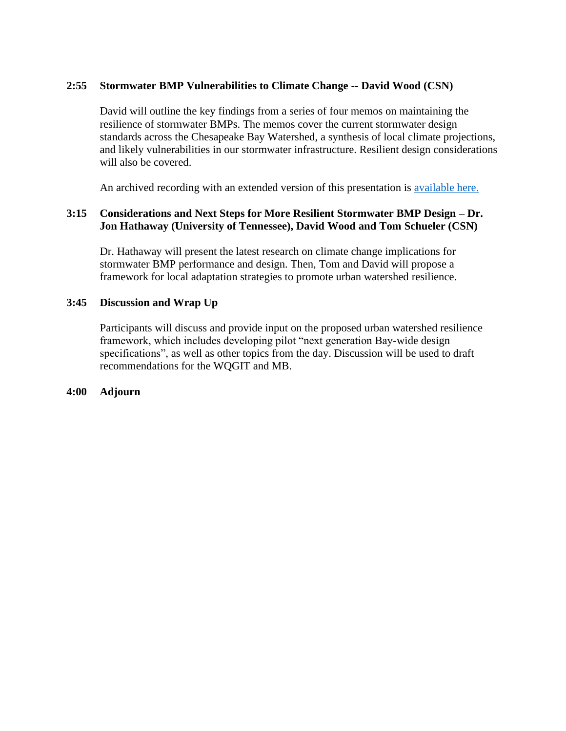**2:55 Stormwater BMP Vulnerabilities to Climate Change -- David Wood (CSN)**

David will outline the key findings from a series of four memos on maintaining the resilience of stormwater BMPs. The memos cover the current stormwater design standards across the Chesapeake Bay Watershed, a synthesis of local climate projections, and likely vulnerabilities in our stormwater infrastructure. Resilient design considerations will also be covered.

An archived recording with an extended version of this presentation is available here.

**3:15 Considerations and Next Steps for More Resilient Stormwater BMP Design – Dr. Jon Hathaway (University of Tennessee), David Wood and Tom Schueler (CSN)**

Dr. Hathaway will present the latest research on climate change implications for stormwater BMP performance and design. Then, Tom and David will propose a framework for local adaptation strategies to promote urban watershed resilience.

**3:45 Discussion and Wrap Up**

Participants will discuss and provide input on the proposed urban watershed resilience framework, which includes developing pilot "next generation Bay-wide design specifications", as well as other topics from the day. Discussion will be used to draft recommendations for the WQGIT and MB.

**4:00 Adjourn**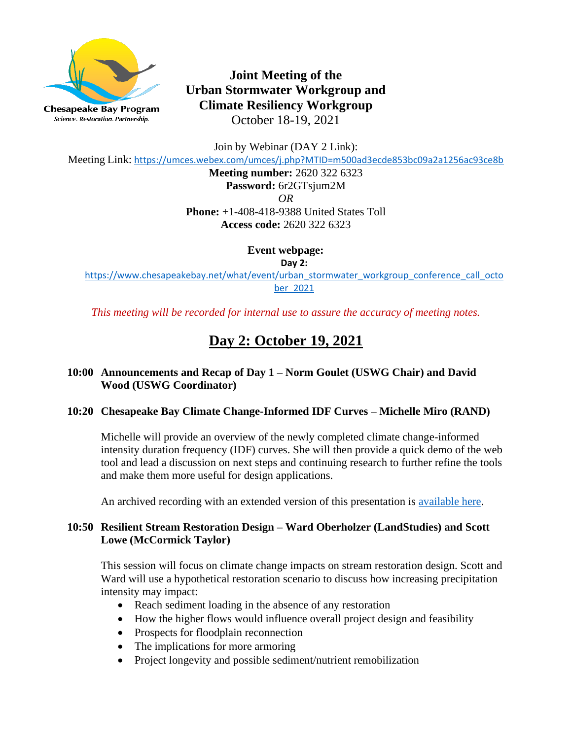**Joint Meeting of the Urban Stormwater Workgroup and Climate Resiliency Workgroup**

October 18-19, 2021

Join by Webinar (DAY 2 Link):

Meeting Link: https://umces.webex.com/umces/j.php?MTID=m500ad3ecde853bc09a2a1256ac93ce8b

**Meeting number:** 2620 322 6323

**Password:** 6r2GTsjum2M

*OR*

**Phone:** +1-408-418-9388 United States Toll

**Access code:** 2620 322 6323

**Event webpage:**

**Day 2:**

https://www.chesapeakebay.net/what/event/urban_stormwater_workgroup_conference_call_october_2021

*This meeting will be recorded for internal use to assure the accuracy of meeting notes.*

## Day 2: October 19, 2021

**10:00 Announcements and Recap of Day 1 – Norm Goulet (USWG Chair) and David Wood (USWG Coordinator)**

**10:20 Chesapeake Bay Climate Change-Informed IDF Curves – Michelle Miro (RAND)**

Michelle will provide an overview of the newly completed climate change-informed intensity duration frequency (IDF) curves. She will then provide a quick demo of the web tool and lead a discussion on next steps and continuing research to further refine the tools and make them more useful for design applications.

An archived recording with an extended version of this presentation is available here.

**10:50 Resilient Stream Restoration Design – Ward Oberholzer (LandStudies) and Scott Lowe (McCormick Taylor)**

This session will focus on climate change impacts on stream restoration design. Scott and Ward will use a hypothetical restoration scenario to discuss how increasing precipitation intensity may impact:

- Reach sediment loading in the absence of any restoration
- How the higher flows would influence overall project design and feasibility
- Prospects for floodplain reconnection
- The implications for more armoring
- Project longevity and possible sediment/nutrient remobilization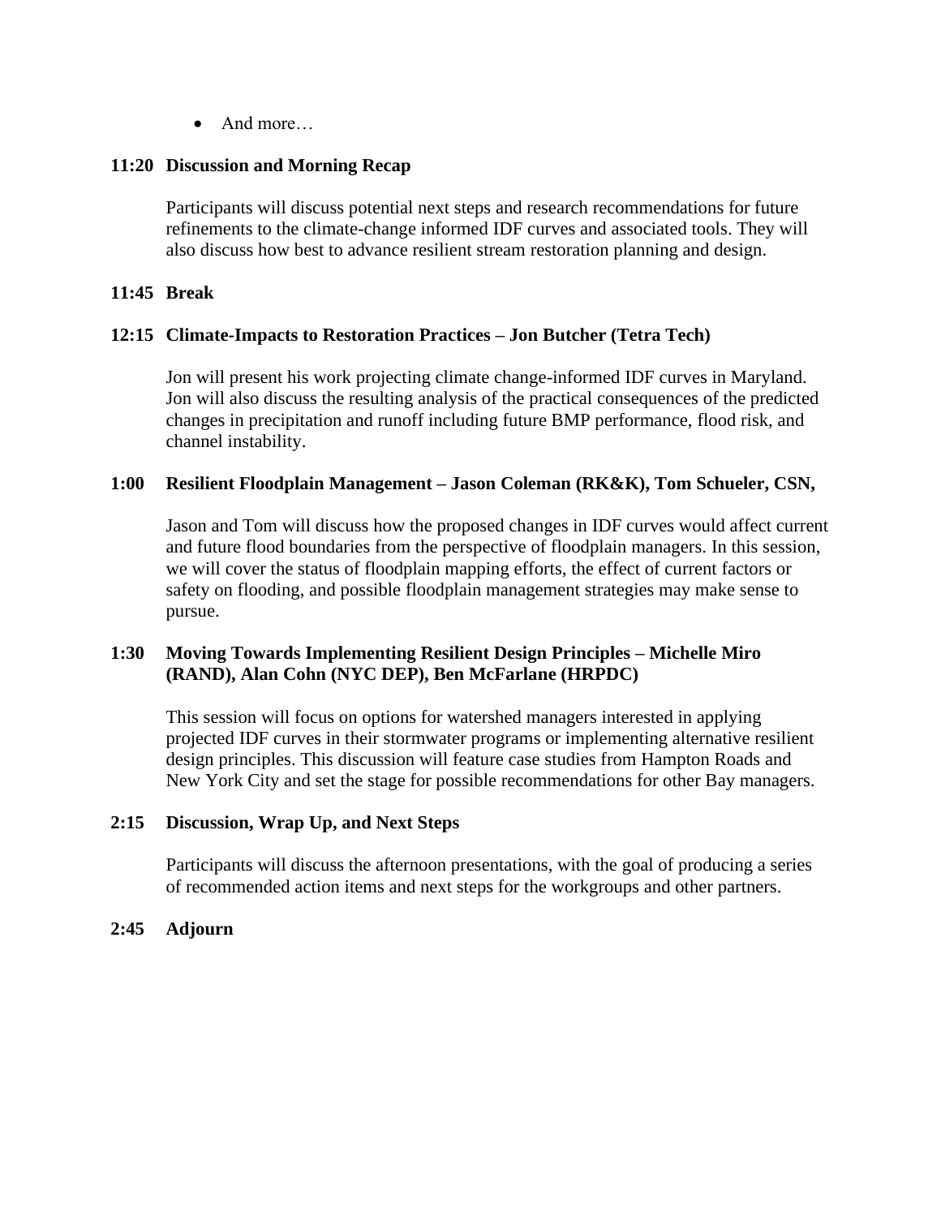- And more…

**11:20 Discussion and Morning Recap**

Participants will discuss potential next steps and research recommendations for future refinements to the climate-change informed IDF curves and associated tools. They will also discuss how best to advance resilient stream restoration planning and design.

**11:45 Break**

**12:15 Climate-Impacts to Restoration Practices – Jon Butcher (Tetra Tech)**

Jon will present his work projecting climate change-informed IDF curves in Maryland. Jon will also discuss the resulting analysis of the practical consequences of the predicted changes in precipitation and runoff including future BMP performance, flood risk, and channel instability.

**1:00 Resilient Floodplain Management – Jason Coleman (RK&K), Tom Schueler, CSN,**

Jason and Tom will discuss how the proposed changes in IDF curves would affect current and future flood boundaries from the perspective of floodplain managers. In this session, we will cover the status of floodplain mapping efforts, the effect of current factors or safety on flooding, and possible floodplain management strategies may make sense to pursue.

**1:30 Moving Towards Implementing Resilient Design Principles – Michelle Miro (RAND), Alan Cohn (NYC DEP), Ben McFarlane (HRPDC)**

This session will focus on options for watershed managers interested in applying projected IDF curves in their stormwater programs or implementing alternative resilient design principles. This discussion will feature case studies from Hampton Roads and New York City and set the stage for possible recommendations for other Bay managers.

**2:15 Discussion, Wrap Up, and Next Steps**

Participants will discuss the afternoon presentations, with the goal of producing a series of recommended action items and next steps for the workgroups and other partners.

**2:45 Adjourn**